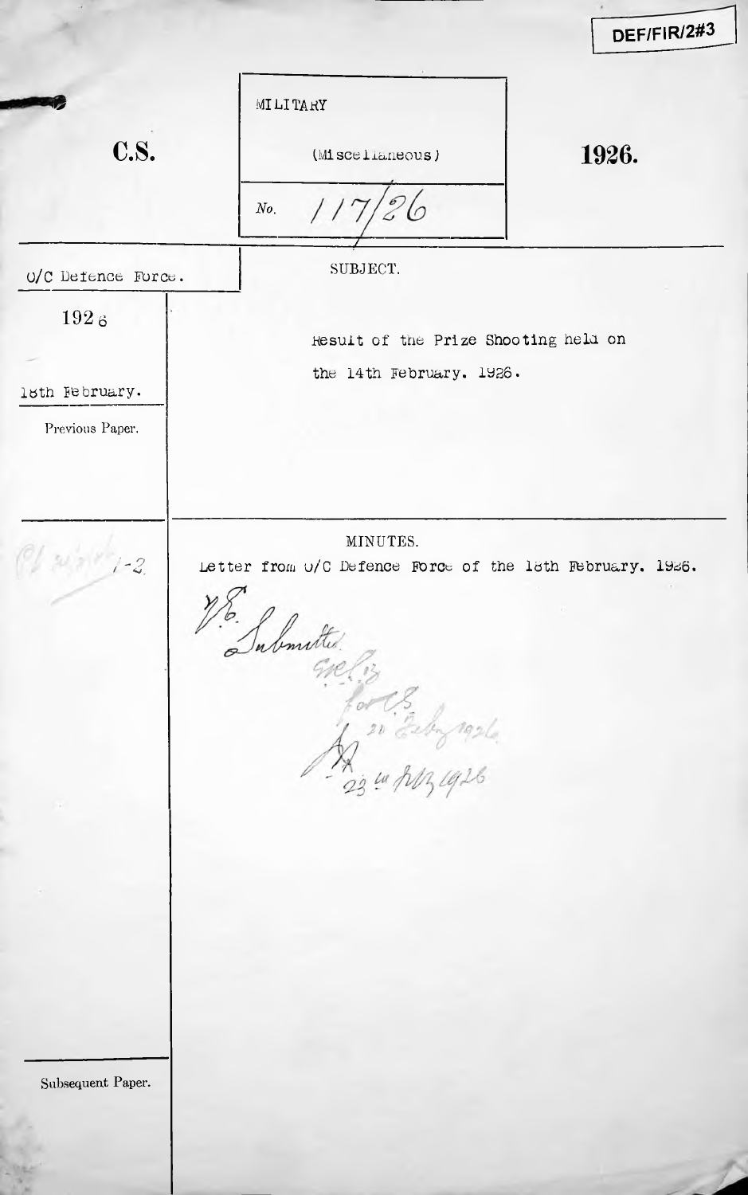DEF/FIR/2#3

**C.S.**

MILITARY

(Miscellaneous)

No. 117/26

**1926.**

O/C Defence Force.

1926

18th February.

Previous Paper.

SUBJECT.

Result of the Prize Shooting held on the 14th February. 1926.

MINUTES.

Letter from O/C Defence Force of the 18th February. 1926.

H.E.
Submitted
[signature]
for C.S.
20 Feby 1926

[initials]
23 Feb 1926

Subsequent Paper.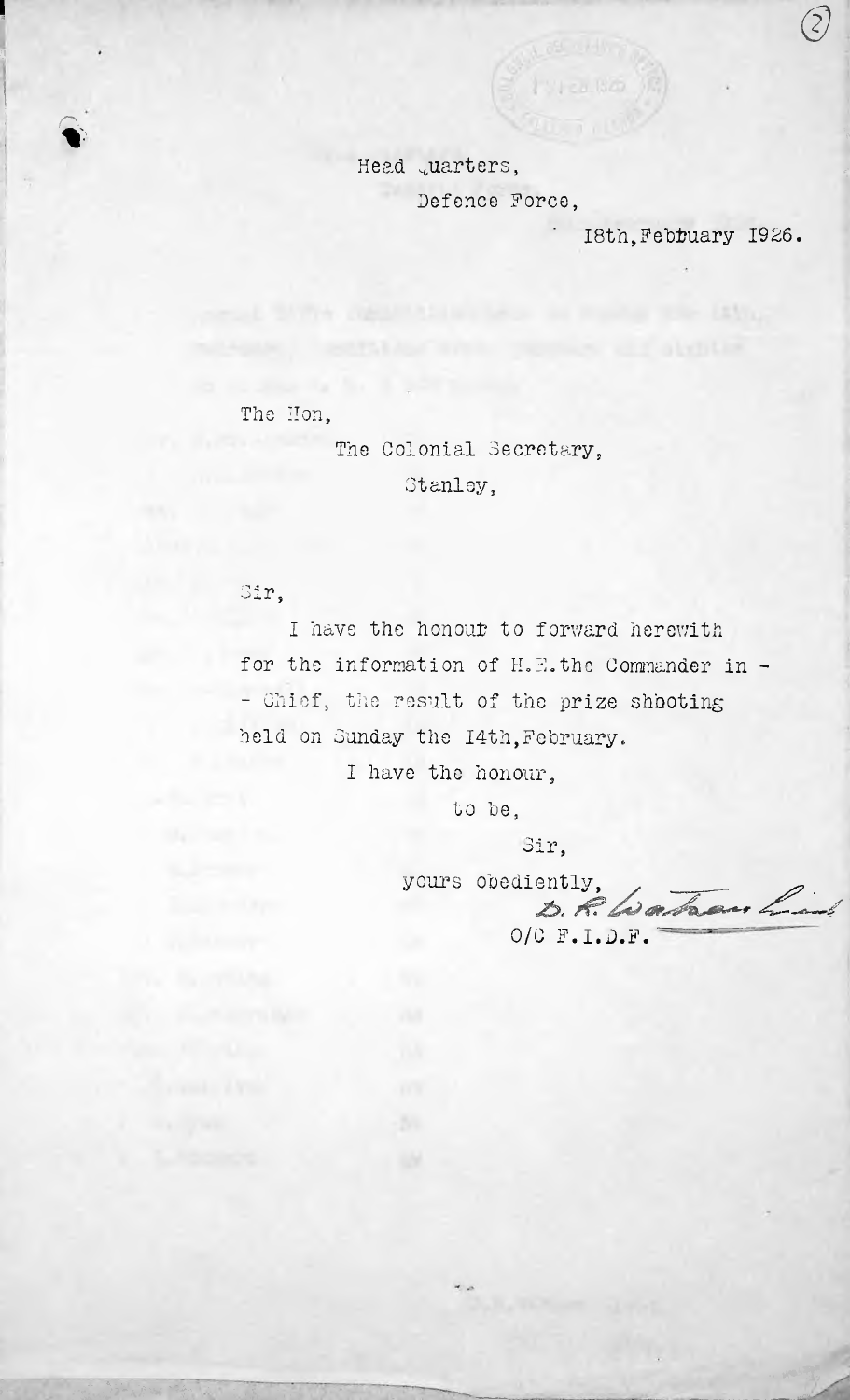Head Quarters,
Defence Force,
18th, February 1926.

The Hon,
The Colonial Secretary,
Stanley,

Sir,

I have the honour to forward herewith for the information of H.E. the Commander in - - Chief, the result of the prize shooting held on Sunday the 14th, February.

I have the honour,
to be,
Sir,
yours obediently,
D. R. Watson Lieut
O/C F.I.D.F.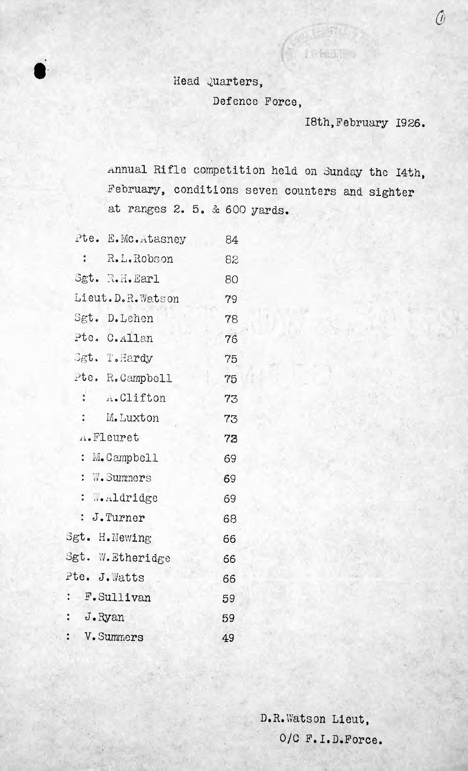Head Quarters,

Defence Force,

18th, February 1926.

Annual Rifle competition held on Sunday the 14th, February, conditions seven counters and sighter at ranges 2. 5. & 600 yards.

| | |
|---|---|
| Pte. E.Mc.Atasney | 84 |
| : R.L.Robson | 82 |
| Sgt. R.H.Earl | 80 |
| Lieut.D.R.Watson | 79 |
| Sgt. D.Lehen | 78 |
| Pte. C.Allan | 76 |
| Sgt. T.Hardy | 75 |
| Pte. R.Campbell | 75 |
| : A.Clifton | 73 |
| : M.Luxton | 73 |
| A.Fleuret | 73 |
| : M.Campbell | 69 |
| : W.Summers | 69 |
| : W.Aldridge | 69 |
| : J.Turner | 68 |
| Sgt. H.Newing | 66 |
| Sgt. W.Etheridge | 66 |
| Pte. J.Watts | 66 |
| : F.Sullivan | 59 |
| : J.Ryan | 59 |
| : V.Summers | 49 |

D.R.Watson Lieut,

O/C F.I.D.Force.